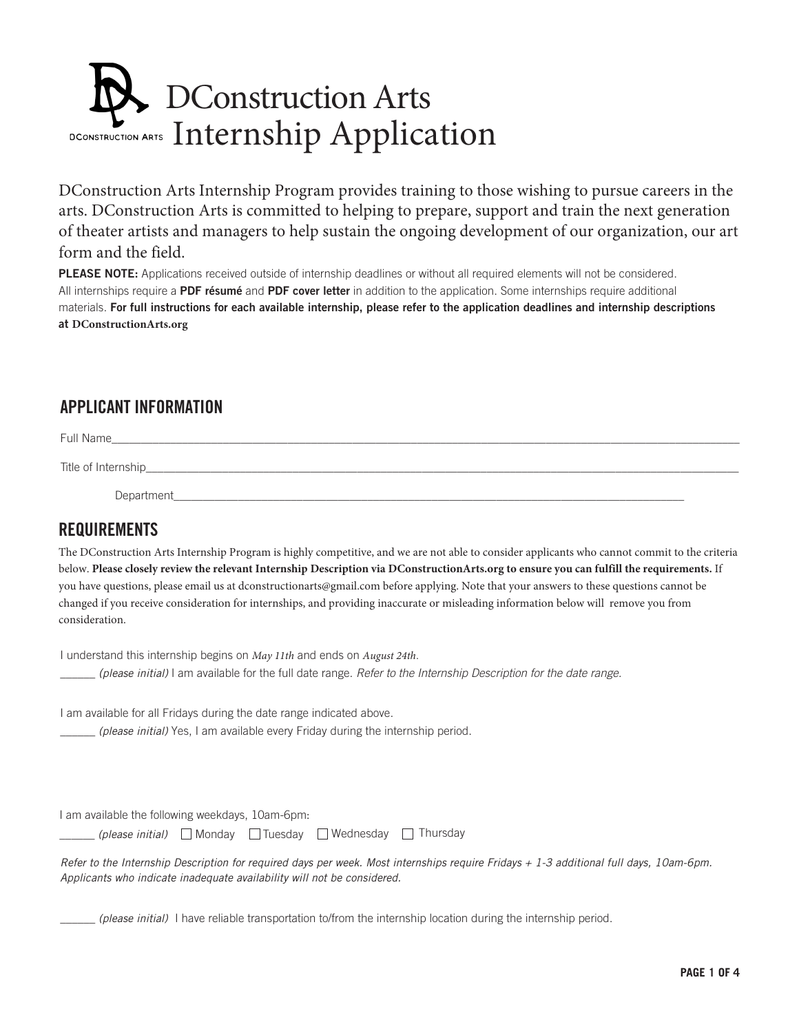# DConstruction Arts Internship Application

DConstruction Arts Internship Program provides training to those wishing to pursue careers in the arts. DConstruction Arts is committed to helping to prepare, support and train the next generation of theater artists and managers to help sustain the ongoing development of our organization, our art form and the field.

**PLEASE NOTE:** Applications received outside of internship deadlines or without all required elements will not be considered. All internships require a **PDF résumé** and **PDF cover letter** in addition to the application. Some internships require additional materials. **For full instructions for each available internship, please refer to the application deadlines and internship descriptions at DConstructionArts.org**

## APPLICANT INFORMATION

Full Name________________________________________________

Title of Internship________________________________________________

Department________________________________________________

## REQUIREMENTS

The DConstruction Arts Internship Program is highly competitive, and we are not able to consider applicants who cannot commit to the criteria below. **Please closely review the relevant Internship Description via DConstructionArts.org to ensure you can fulfill the requirements.** If you have questions, please email us at dconstructionarts@gmail.com before applying. Note that your answers to these questions cannot be changed if you receive consideration for internships, and providing inaccurate or misleading information below will remove you from consideration.

I understand this internship begins on *May 11th* and ends on *August 24th*.

______ *(please initial)* I am available for the full date range. *Refer to the Internship Description for the date range.*

I am available for all Fridays during the date range indicated above.

______ *(please initial)* Yes, I am available every Friday during the internship period.

I am available the following weekdays, 10am-6pm:

______ *(please initial)* ☐ Monday ☐ Tuesday ☐ Wednesday ☐ Thursday

*Refer to the Internship Description for required days per week. Most internships require Fridays + 1-3 additional full days, 10am-6pm. Applicants who indicate inadequate availability will not be considered.*

______ *(please initial)* I have reliable transportation to/from the internship location during the internship period.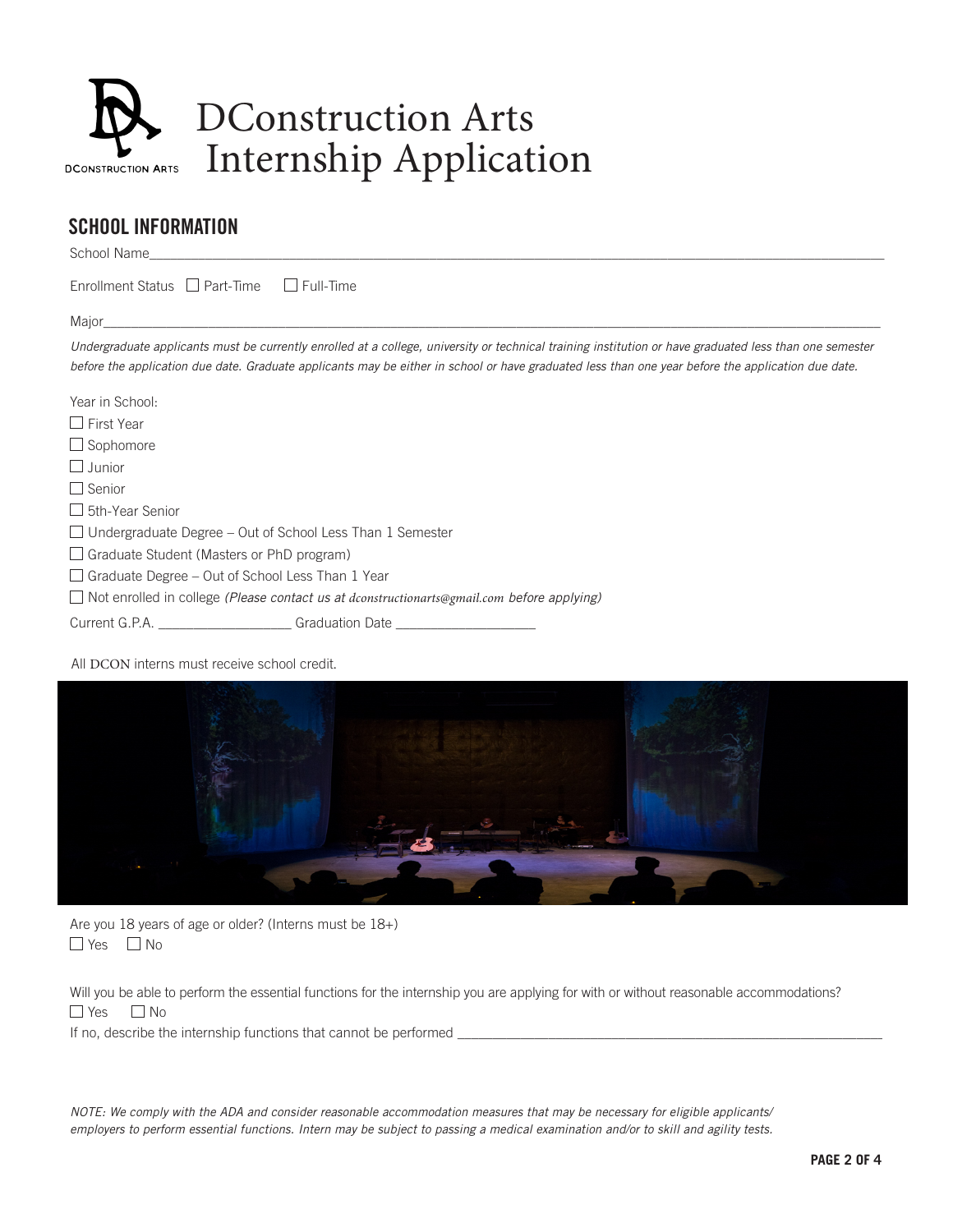# DConstruction Arts Internship Application

## SCHOOL INFORMATION

School Name_______________________________________________

Enrollment Status ☐ Part-Time ☐ Full-Time

Major_______________________________________________

*Undergraduate applicants must be currently enrolled at a college, university or technical training institution or have graduated less than one semester before the application due date. Graduate applicants may be either in school or have graduated less than one year before the application due date.*

Year in School:

☐ First Year
☐ Sophomore
☐ Junior
☐ Senior
☐ 5th-Year Senior
☐ Undergraduate Degree – Out of School Less Than 1 Semester
☐ Graduate Student (Masters or PhD program)
☐ Graduate Degree – Out of School Less Than 1 Year
☐ Not enrolled in college *(Please contact us at dconstructionarts@gmail.com before applying)*

Current G.P.A. __________________ Graduation Date ___________________

All DCON interns must receive school credit.

Are you 18 years of age or older? (Interns must be 18+)
☐ Yes ☐ No

Will you be able to perform the essential functions for the internship you are applying for with or without reasonable accommodations?
☐ Yes ☐ No
If no, describe the internship functions that cannot be performed ___________________________________

*NOTE: We comply with the ADA and consider reasonable accommodation measures that may be necessary for eligible applicants/ employers to perform essential functions. Intern may be subject to passing a medical examination and/or to skill and agility tests.*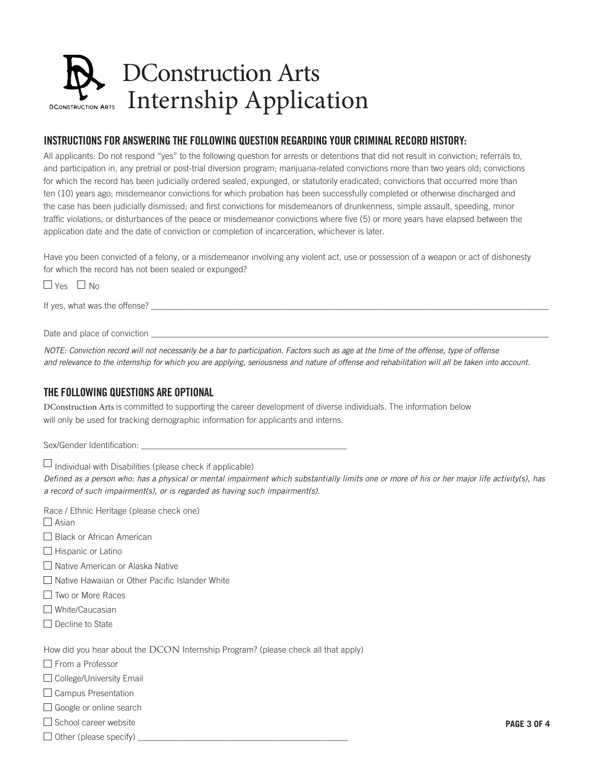# DConstruction Arts Internship Application

## INSTRUCTIONS FOR ANSWERING THE FOLLOWING QUESTION REGARDING YOUR CRIMINAL RECORD HISTORY:

All applicants: Do not respond "yes" to the following question for arrests or detentions that did not result in conviction; referrals to, and participation in, any pretrial or post-trial diversion program; marijuana-related convictions more than two years old; convictions for which the record has been judicially ordered sealed, expunged, or statutorily eradicated; convictions that occurred more than ten (10) years ago; misdemeanor convictions for which probation has been successfully completed or otherwise discharged and the case has been judicially dismissed; and first convictions for misdemeanors of drunkenness, simple assault, speeding, minor traffic violations, or disturbances of the peace or misdemeanor convictions where five (5) or more years have elapsed between the application date and the date of conviction or completion of incarceration, whichever is later.

Have you been convicted of a felony, or a misdemeanor involving any violent act, use or possession of a weapon or act of dishonesty for which the record has not been sealed or expunged?

☐ Yes ☐ No

If yes, what was the offense? ______________________________________________

Date and place of conviction ______________________________________________

*NOTE: Conviction record will not necessarily be a bar to participation. Factors such as age at the time of the offense, type of offense and relevance to the internship for which you are applying, seriousness and nature of offense and rehabilitation will all be taken into account.*

## THE FOLLOWING QUESTIONS ARE OPTIONAL

DConstruction Arts is committed to supporting the career development of diverse individuals. The information below will only be used for tracking demographic information for applicants and interns.

Sex/Gender Identification: ______________________________________________

☐ Individual with Disabilities (please check if applicable)

*Defined as a person who: has a physical or mental impairment which substantially limits one or more of his or her major life activity(s), has a record of such impairment(s), or is regarded as having such impairment(s).*

Race / Ethnic Heritage (please check one)

☐ Asian
☐ Black or African American
☐ Hispanic or Latino
☐ Native American or Alaska Native
☐ Native Hawaiian or Other Pacific Islander White
☐ Two or More Races
☐ White/Caucasian
☐ Decline to State

How did you hear about the DCON Internship Program? (please check all that apply)

☐ From a Professor
☐ College/University Email
☐ Campus Presentation
☐ Google or online search
☐ School career website
☐ Other (please specify) ______________________________________________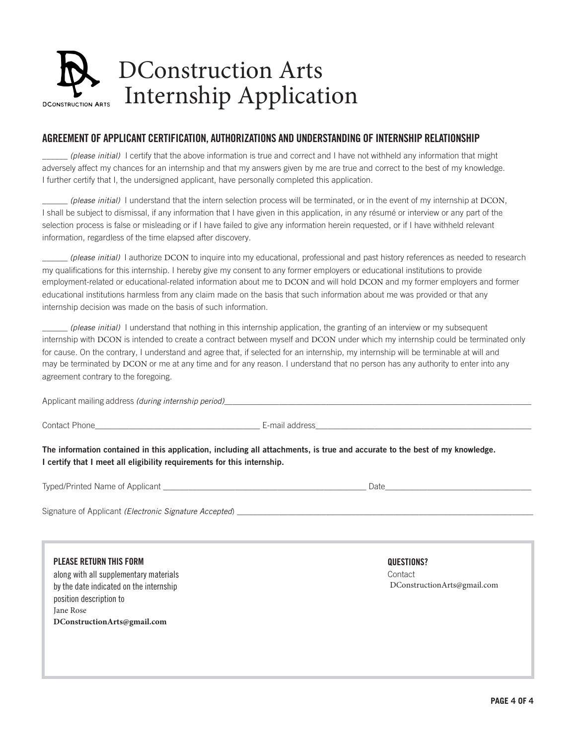# DConstruction Arts Internship Application

DCONSTRUCTION ARTS

## AGREEMENT OF APPLICANT CERTIFICATION, AUTHORIZATIONS AND UNDERSTANDING OF INTERNSHIP RELATIONSHIP

______ *(please initial)* I certify that the above information is true and correct and I have not withheld any information that might adversely affect my chances for an internship and that my answers given by me are true and correct to the best of my knowledge. I further certify that I, the undersigned applicant, have personally completed this application.

______ *(please initial)* I understand that the intern selection process will be terminated, or in the event of my internship at DCON, I shall be subject to dismissal, if any information that I have given in this application, in any résumé or interview or any part of the selection process is false or misleading or if I have failed to give any information herein requested, or if I have withheld relevant information, regardless of the time elapsed after discovery.

______ *(please initial)* I authorize DCON to inquire into my educational, professional and past history references as needed to research my qualifications for this internship. I hereby give my consent to any former employers or educational institutions to provide employment-related or educational-related information about me to DCON and will hold DCON and my former employers and former educational institutions harmless from any claim made on the basis that such information about me was provided or that any internship decision was made on the basis of such information.

______ *(please initial)* I understand that nothing in this internship application, the granting of an interview or my subsequent internship with DCON is intended to create a contract between myself and DCON under which my internship could be terminated only for cause. On the contrary, I understand and agree that, if selected for an internship, my internship will be terminable at will and may be terminated by DCON or me at any time and for any reason. I understand that no person has any authority to enter into any agreement contrary to the foregoing.

Applicant mailing address *(during internship period)*______________________________________________

Contact Phone______________________________ E-mail address______________________________________

**The information contained in this application, including all attachments, is true and accurate to the best of my knowledge. I certify that I meet all eligibility requirements for this internship.**

Typed/Printed Name of Applicant ______________________________________ Date___________________________

Signature of Applicant *(Electronic Signature Accepted)* ______________________________________________

**PLEASE RETURN THIS FORM**
along with all supplementary materials by the date indicated on the internship position description to
Jane Rose
**DConstructionArts@gmail.com**

**QUESTIONS?**
Contact
DConstructionArts@gmail.com